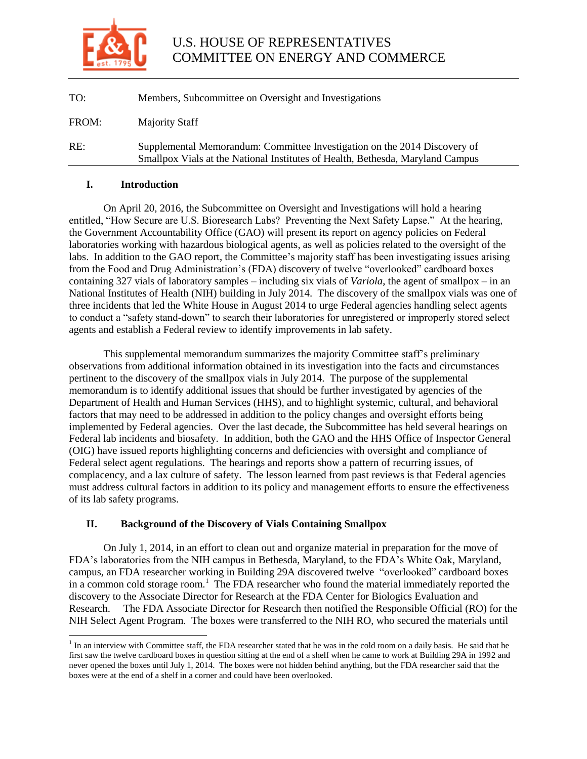# U.S. HOUSE OF REPRESENTATIVES
# COMMITTEE ON ENERGY AND COMMERCE

TO: Members, Subcommittee on Oversight and Investigations

FROM: Majority Staff

RE: Supplemental Memorandum: Committee Investigation on the 2014 Discovery of Smallpox Vials at the National Institutes of Health, Bethesda, Maryland Campus

## I. Introduction

On April 20, 2016, the Subcommittee on Oversight and Investigations will hold a hearing entitled, "How Secure are U.S. Bioresearch Labs? Preventing the Next Safety Lapse." At the hearing, the Government Accountability Office (GAO) will present its report on agency policies on Federal laboratories working with hazardous biological agents, as well as policies related to the oversight of the labs. In addition to the GAO report, the Committee's majority staff has been investigating issues arising from the Food and Drug Administration's (FDA) discovery of twelve "overlooked" cardboard boxes containing 327 vials of laboratory samples – including six vials of *Variola*, the agent of smallpox – in an National Institutes of Health (NIH) building in July 2014. The discovery of the smallpox vials was one of three incidents that led the White House in August 2014 to urge Federal agencies handling select agents to conduct a "safety stand-down" to search their laboratories for unregistered or improperly stored select agents and establish a Federal review to identify improvements in lab safety.

This supplemental memorandum summarizes the majority Committee staff's preliminary observations from additional information obtained in its investigation into the facts and circumstances pertinent to the discovery of the smallpox vials in July 2014. The purpose of the supplemental memorandum is to identify additional issues that should be further investigated by agencies of the Department of Health and Human Services (HHS), and to highlight systemic, cultural, and behavioral factors that may need to be addressed in addition to the policy changes and oversight efforts being implemented by Federal agencies. Over the last decade, the Subcommittee has held several hearings on Federal lab incidents and biosafety. In addition, both the GAO and the HHS Office of Inspector General (OIG) have issued reports highlighting concerns and deficiencies with oversight and compliance of Federal select agent regulations. The hearings and reports show a pattern of recurring issues, of complacency, and a lax culture of safety. The lesson learned from past reviews is that Federal agencies must address cultural factors in addition to its policy and management efforts to ensure the effectiveness of its lab safety programs.

## II. Background of the Discovery of Vials Containing Smallpox

On July 1, 2014, in an effort to clean out and organize material in preparation for the move of FDA's laboratories from the NIH campus in Bethesda, Maryland, to the FDA's White Oak, Maryland, campus, an FDA researcher working in Building 29A discovered twelve "overlooked" cardboard boxes in a common cold storage room.[1] The FDA researcher who found the material immediately reported the discovery to the Associate Director for Research at the FDA Center for Biologics Evaluation and Research. The FDA Associate Director for Research then notified the Responsible Official (RO) for the NIH Select Agent Program. The boxes were transferred to the NIH RO, who secured the materials until

[1] In an interview with Committee staff, the FDA researcher stated that he was in the cold room on a daily basis. He said that he first saw the twelve cardboard boxes in question sitting at the end of a shelf when he came to work at Building 29A in 1992 and never opened the boxes until July 1, 2014. The boxes were not hidden behind anything, but the FDA researcher said that the boxes were at the end of a shelf in a corner and could have been overlooked.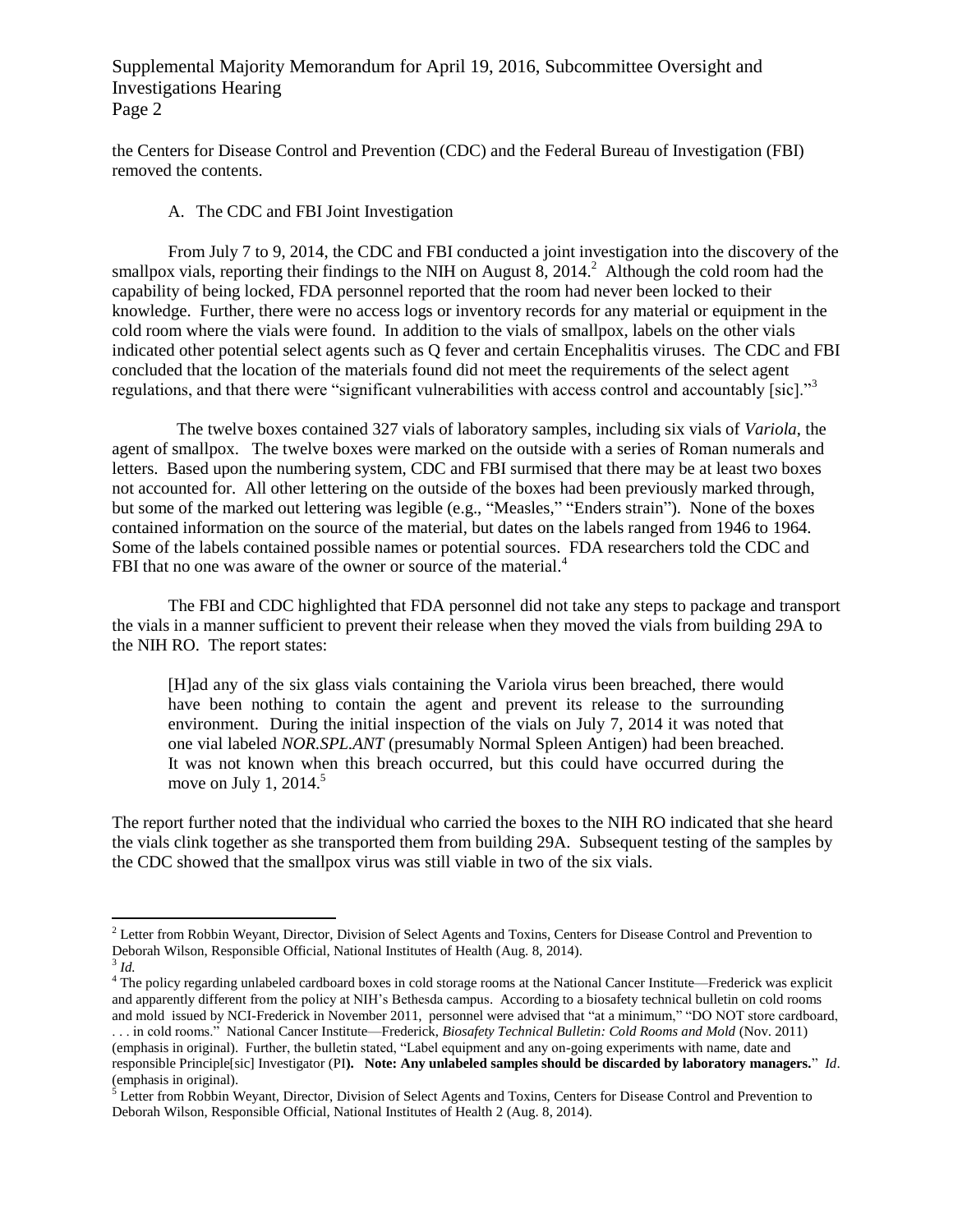the Centers for Disease Control and Prevention (CDC) and the Federal Bureau of Investigation (FBI) removed the contents.

A. The CDC and FBI Joint Investigation

From July 7 to 9, 2014, the CDC and FBI conducted a joint investigation into the discovery of the smallpox vials, reporting their findings to the NIH on August 8, 2014.[2] Although the cold room had the capability of being locked, FDA personnel reported that the room had never been locked to their knowledge. Further, there were no access logs or inventory records for any material or equipment in the cold room where the vials were found. In addition to the vials of smallpox, labels on the other vials indicated other potential select agents such as Q fever and certain Encephalitis viruses. The CDC and FBI concluded that the location of the materials found did not meet the requirements of the select agent regulations, and that there were "significant vulnerabilities with access control and accountably [sic]."[3]

The twelve boxes contained 327 vials of laboratory samples, including six vials of *Variola*, the agent of smallpox. The twelve boxes were marked on the outside with a series of Roman numerals and letters. Based upon the numbering system, CDC and FBI surmised that there may be at least two boxes not accounted for. All other lettering on the outside of the boxes had been previously marked through, but some of the marked out lettering was legible (e.g., "Measles," "Enders strain"). None of the boxes contained information on the source of the material, but dates on the labels ranged from 1946 to 1964. Some of the labels contained possible names or potential sources. FDA researchers told the CDC and FBI that no one was aware of the owner or source of the material.[4]

The FBI and CDC highlighted that FDA personnel did not take any steps to package and transport the vials in a manner sufficient to prevent their release when they moved the vials from building 29A to the NIH RO. The report states:

> [H]ad any of the six glass vials containing the Variola virus been breached, there would have been nothing to contain the agent and prevent its release to the surrounding environment. During the initial inspection of the vials on July 7, 2014 it was noted that one vial labeled *NOR.SPL.ANT* (presumably Normal Spleen Antigen) had been breached. It was not known when this breach occurred, but this could have occurred during the move on July 1, 2014.[5]

The report further noted that the individual who carried the boxes to the NIH RO indicated that she heard the vials clink together as she transported them from building 29A. Subsequent testing of the samples by the CDC showed that the smallpox virus was still viable in two of the six vials.

---

[2] Letter from Robbin Weyant, Director, Division of Select Agents and Toxins, Centers for Disease Control and Prevention to Deborah Wilson, Responsible Official, National Institutes of Health (Aug. 8, 2014).

[3] *Id.*

[4] The policy regarding unlabeled cardboard boxes in cold storage rooms at the National Cancer Institute—Frederick was explicit and apparently different from the policy at NIH's Bethesda campus. According to a biosafety technical bulletin on cold rooms and mold issued by NCI-Frederick in November 2011, personnel were advised that "at a minimum," "DO NOT store cardboard, . . . in cold rooms." National Cancer Institute—Frederick, *Biosafety Technical Bulletin: Cold Rooms and Mold* (Nov. 2011) (emphasis in original). Further, the bulletin stated, "Label equipment and any on-going experiments with name, date and responsible Principle[sic] Investigator (PI**). Note: Any unlabeled samples should be discarded by laboratory managers.**" *Id*. (emphasis in original).

[5] Letter from Robbin Weyant, Director, Division of Select Agents and Toxins, Centers for Disease Control and Prevention to Deborah Wilson, Responsible Official, National Institutes of Health 2 (Aug. 8, 2014).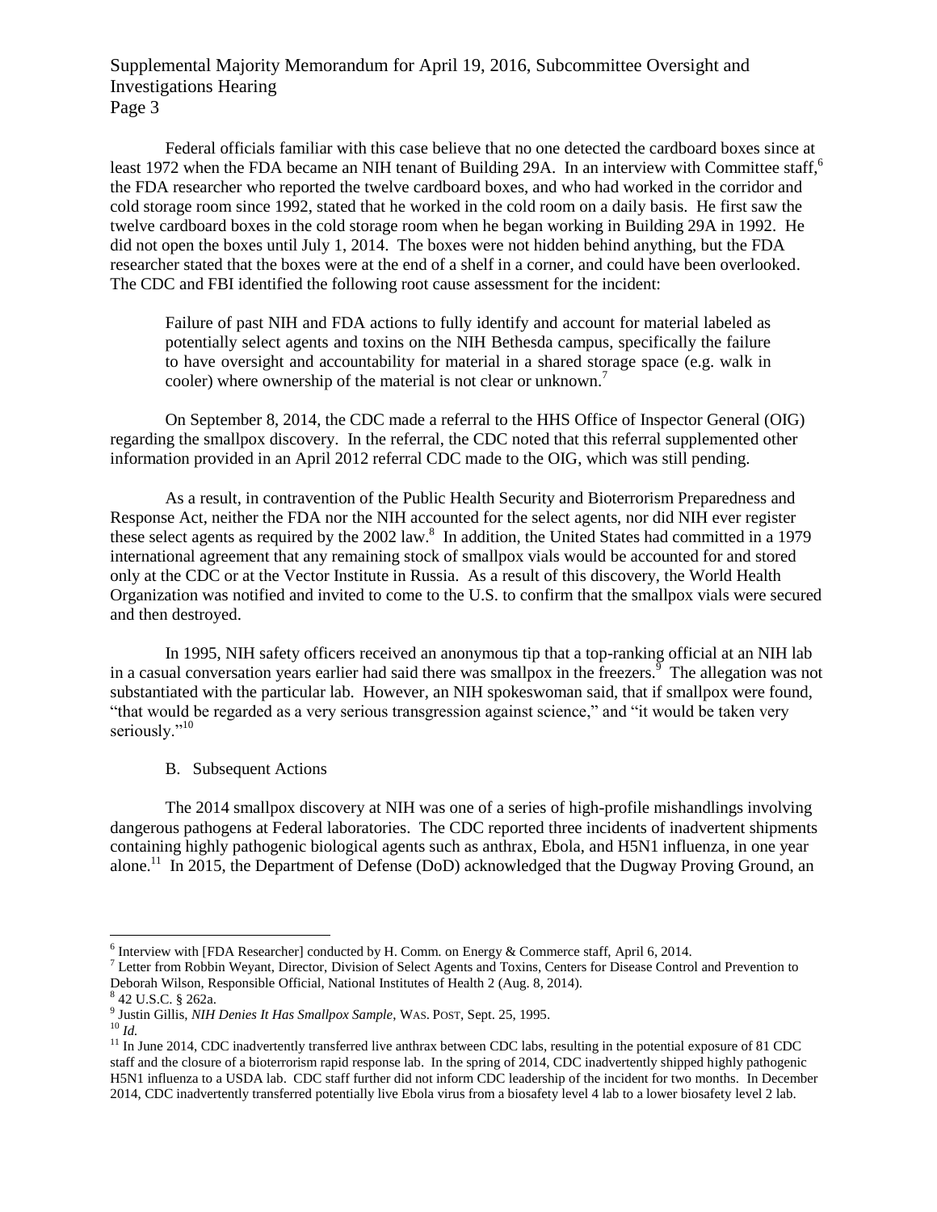Federal officials familiar with this case believe that no one detected the cardboard boxes since at least 1972 when the FDA became an NIH tenant of Building 29A. In an interview with Committee staff,[6] the FDA researcher who reported the twelve cardboard boxes, and who had worked in the corridor and cold storage room since 1992, stated that he worked in the cold room on a daily basis. He first saw the twelve cardboard boxes in the cold storage room when he began working in Building 29A in 1992. He did not open the boxes until July 1, 2014. The boxes were not hidden behind anything, but the FDA researcher stated that the boxes were at the end of a shelf in a corner, and could have been overlooked. The CDC and FBI identified the following root cause assessment for the incident:

> Failure of past NIH and FDA actions to fully identify and account for material labeled as potentially select agents and toxins on the NIH Bethesda campus, specifically the failure to have oversight and accountability for material in a shared storage space (e.g. walk in cooler) where ownership of the material is not clear or unknown.[7]

On September 8, 2014, the CDC made a referral to the HHS Office of Inspector General (OIG) regarding the smallpox discovery. In the referral, the CDC noted that this referral supplemented other information provided in an April 2012 referral CDC made to the OIG, which was still pending.

As a result, in contravention of the Public Health Security and Bioterrorism Preparedness and Response Act, neither the FDA nor the NIH accounted for the select agents, nor did NIH ever register these select agents as required by the 2002 law.[8] In addition, the United States had committed in a 1979 international agreement that any remaining stock of smallpox vials would be accounted for and stored only at the CDC or at the Vector Institute in Russia. As a result of this discovery, the World Health Organization was notified and invited to come to the U.S. to confirm that the smallpox vials were secured and then destroyed.

In 1995, NIH safety officers received an anonymous tip that a top-ranking official at an NIH lab in a casual conversation years earlier had said there was smallpox in the freezers.[9] The allegation was not substantiated with the particular lab. However, an NIH spokeswoman said, that if smallpox were found, "that would be regarded as a very serious transgression against science," and "it would be taken very seriously."[10]

B. Subsequent Actions

The 2014 smallpox discovery at NIH was one of a series of high-profile mishandlings involving dangerous pathogens at Federal laboratories. The CDC reported three incidents of inadvertent shipments containing highly pathogenic biological agents such as anthrax, Ebola, and H5N1 influenza, in one year alone.[11] In 2015, the Department of Defense (DoD) acknowledged that the Dugway Proving Ground, an

---

[6] Interview with [FDA Researcher] conducted by H. Comm. on Energy & Commerce staff, April 6, 2014.

[7] Letter from Robbin Weyant, Director, Division of Select Agents and Toxins, Centers for Disease Control and Prevention to Deborah Wilson, Responsible Official, National Institutes of Health 2 (Aug. 8, 2014).

[8] 42 U.S.C. § 262a.

[9] Justin Gillis, *NIH Denies It Has Smallpox Sample*, WAS. POST, Sept. 25, 1995.

[10] *Id.*

[11] In June 2014, CDC inadvertently transferred live anthrax between CDC labs, resulting in the potential exposure of 81 CDC staff and the closure of a bioterrorism rapid response lab. In the spring of 2014, CDC inadvertently shipped highly pathogenic H5N1 influenza to a USDA lab. CDC staff further did not inform CDC leadership of the incident for two months. In December 2014, CDC inadvertently transferred potentially live Ebola virus from a biosafety level 4 lab to a lower biosafety level 2 lab.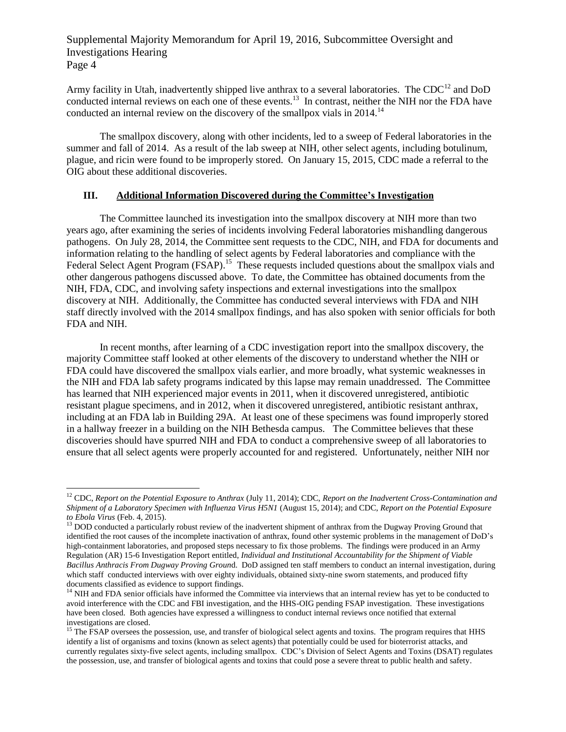Army facility in Utah, inadvertently shipped live anthrax to a several laboratories. The CDC[12] and DoD conducted internal reviews on each one of these events.[13] In contrast, neither the NIH nor the FDA have conducted an internal review on the discovery of the smallpox vials in 2014.[14]

The smallpox discovery, along with other incidents, led to a sweep of Federal laboratories in the summer and fall of 2014. As a result of the lab sweep at NIH, other select agents, including botulinum, plague, and ricin were found to be improperly stored. On January 15, 2015, CDC made a referral to the OIG about these additional discoveries.

## III. Additional Information Discovered during the Committee's Investigation

The Committee launched its investigation into the smallpox discovery at NIH more than two years ago, after examining the series of incidents involving Federal laboratories mishandling dangerous pathogens. On July 28, 2014, the Committee sent requests to the CDC, NIH, and FDA for documents and information relating to the handling of select agents by Federal laboratories and compliance with the Federal Select Agent Program (FSAP).[15] These requests included questions about the smallpox vials and other dangerous pathogens discussed above. To date, the Committee has obtained documents from the NIH, FDA, CDC, and involving safety inspections and external investigations into the smallpox discovery at NIH. Additionally, the Committee has conducted several interviews with FDA and NIH staff directly involved with the 2014 smallpox findings, and has also spoken with senior officials for both FDA and NIH.

In recent months, after learning of a CDC investigation report into the smallpox discovery, the majority Committee staff looked at other elements of the discovery to understand whether the NIH or FDA could have discovered the smallpox vials earlier, and more broadly, what systemic weaknesses in the NIH and FDA lab safety programs indicated by this lapse may remain unaddressed. The Committee has learned that NIH experienced major events in 2011, when it discovered unregistered, antibiotic resistant plague specimens, and in 2012, when it discovered unregistered, antibiotic resistant anthrax, including at an FDA lab in Building 29A. At least one of these specimens was found improperly stored in a hallway freezer in a building on the NIH Bethesda campus. The Committee believes that these discoveries should have spurred NIH and FDA to conduct a comprehensive sweep of all laboratories to ensure that all select agents were properly accounted for and registered. Unfortunately, neither NIH nor

---

[12] CDC, *Report on the Potential Exposure to Anthrax* (July 11, 2014); CDC, *Report on the Inadvertent Cross-Contamination and Shipment of a Laboratory Specimen with Influenza Virus H5N1* (August 15, 2014); and CDC, *Report on the Potential Exposure to Ebola Virus* (Feb. 4, 2015).

[13] DOD conducted a particularly robust review of the inadvertent shipment of anthrax from the Dugway Proving Ground that identified the root causes of the incomplete inactivation of anthrax, found other systemic problems in the management of DoD's high-containment laboratories, and proposed steps necessary to fix those problems. The findings were produced in an Army Regulation (AR) 15-6 Investigation Report entitled, *Individual and Institutional Accountability for the Shipment of Viable Bacillus Anthracis From Dugway Proving Groun*d. DoD assigned ten staff members to conduct an internal investigation, during which staff conducted interviews with over eighty individuals, obtained sixty-nine sworn statements, and produced fifty documents classified as evidence to support findings.

[14] NIH and FDA senior officials have informed the Committee via interviews that an internal review has yet to be conducted to avoid interference with the CDC and FBI investigation, and the HHS-OIG pending FSAP investigation. These investigations have been closed. Both agencies have expressed a willingness to conduct internal reviews once notified that external investigations are closed.

[15] The FSAP oversees the possession, use, and transfer of biological select agents and toxins. The program requires that HHS identify a list of organisms and toxins (known as select agents) that potentially could be used for bioterrorist attacks, and currently regulates sixty-five select agents, including smallpox. CDC's Division of Select Agents and Toxins (DSAT) regulates the possession, use, and transfer of biological agents and toxins that could pose a severe threat to public health and safety.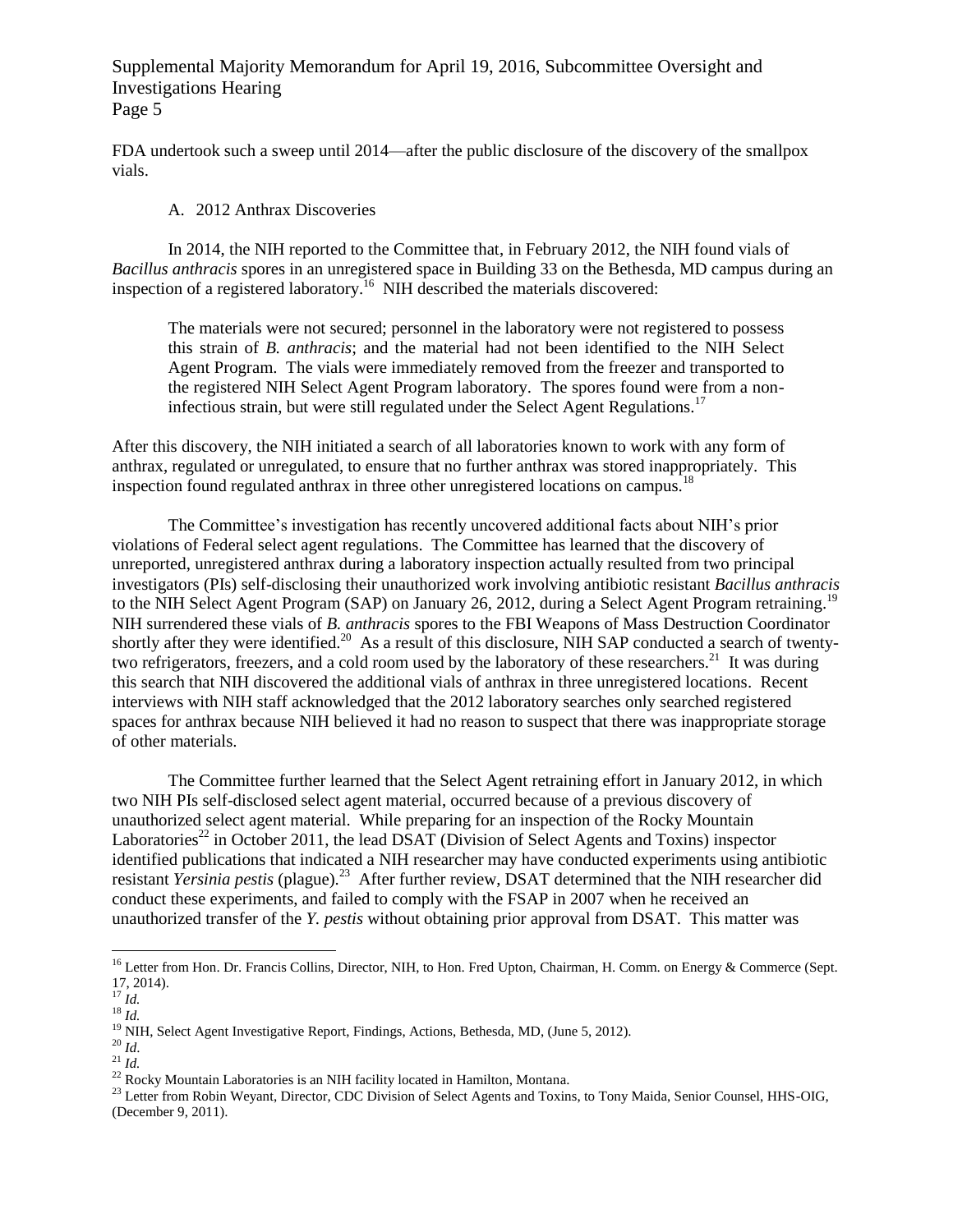FDA undertook such a sweep until 2014—after the public disclosure of the discovery of the smallpox vials.

### A. 2012 Anthrax Discoveries

In 2014, the NIH reported to the Committee that, in February 2012, the NIH found vials of *Bacillus anthracis* spores in an unregistered space in Building 33 on the Bethesda, MD campus during an inspection of a registered laboratory.[16] NIH described the materials discovered:

> The materials were not secured; personnel in the laboratory were not registered to possess this strain of *B. anthracis*; and the material had not been identified to the NIH Select Agent Program. The vials were immediately removed from the freezer and transported to the registered NIH Select Agent Program laboratory. The spores found were from a non-infectious strain, but were still regulated under the Select Agent Regulations.[17]

After this discovery, the NIH initiated a search of all laboratories known to work with any form of anthrax, regulated or unregulated, to ensure that no further anthrax was stored inappropriately. This inspection found regulated anthrax in three other unregistered locations on campus.[18]

The Committee's investigation has recently uncovered additional facts about NIH's prior violations of Federal select agent regulations. The Committee has learned that the discovery of unreported, unregistered anthrax during a laboratory inspection actually resulted from two principal investigators (PIs) self-disclosing their unauthorized work involving antibiotic resistant *Bacillus anthracis* to the NIH Select Agent Program (SAP) on January 26, 2012, during a Select Agent Program retraining.[19] NIH surrendered these vials of *B. anthracis* spores to the FBI Weapons of Mass Destruction Coordinator shortly after they were identified.[20] As a result of this disclosure, NIH SAP conducted a search of twenty-two refrigerators, freezers, and a cold room used by the laboratory of these researchers.[21] It was during this search that NIH discovered the additional vials of anthrax in three unregistered locations. Recent interviews with NIH staff acknowledged that the 2012 laboratory searches only searched registered spaces for anthrax because NIH believed it had no reason to suspect that there was inappropriate storage of other materials.

The Committee further learned that the Select Agent retraining effort in January 2012, in which two NIH PIs self-disclosed select agent material, occurred because of a previous discovery of unauthorized select agent material. While preparing for an inspection of the Rocky Mountain Laboratories[22] in October 2011, the lead DSAT (Division of Select Agents and Toxins) inspector identified publications that indicated a NIH researcher may have conducted experiments using antibiotic resistant *Yersinia pestis* (plague).[23] After further review, DSAT determined that the NIH researcher did conduct these experiments, and failed to comply with the FSAP in 2007 when he received an unauthorized transfer of the *Y. pestis* without obtaining prior approval from DSAT. This matter was

---

[16] Letter from Hon. Dr. Francis Collins, Director, NIH, to Hon. Fred Upton, Chairman, H. Comm. on Energy & Commerce (Sept. 17, 2014).

[17] *Id.*

[18] *Id.*

[19] NIH, Select Agent Investigative Report, Findings, Actions, Bethesda, MD, (June 5, 2012).

[20] *Id*.

[21] *Id.*

[22] Rocky Mountain Laboratories is an NIH facility located in Hamilton, Montana.

[23] Letter from Robin Weyant, Director, CDC Division of Select Agents and Toxins, to Tony Maida, Senior Counsel, HHS-OIG, (December 9, 2011).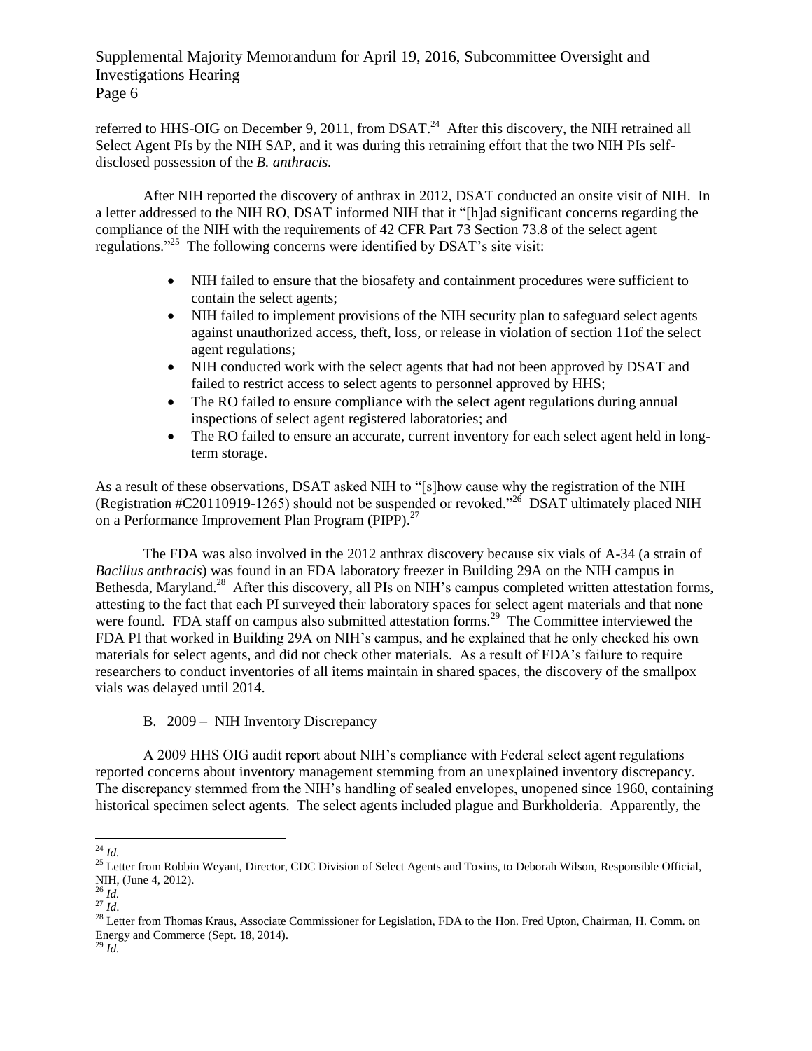referred to HHS-OIG on December 9, 2011, from DSAT.[24] After this discovery, the NIH retrained all Select Agent PIs by the NIH SAP, and it was during this retraining effort that the two NIH PIs self-disclosed possession of the *B. anthracis.*

After NIH reported the discovery of anthrax in 2012, DSAT conducted an onsite visit of NIH. In a letter addressed to the NIH RO, DSAT informed NIH that it "[h]ad significant concerns regarding the compliance of the NIH with the requirements of 42 CFR Part 73 Section 73.8 of the select agent regulations."[25] The following concerns were identified by DSAT's site visit:

- NIH failed to ensure that the biosafety and containment procedures were sufficient to contain the select agents;
- NIH failed to implement provisions of the NIH security plan to safeguard select agents against unauthorized access, theft, loss, or release in violation of section 11of the select agent regulations;
- NIH conducted work with the select agents that had not been approved by DSAT and failed to restrict access to select agents to personnel approved by HHS;
- The RO failed to ensure compliance with the select agent regulations during annual inspections of select agent registered laboratories; and
- The RO failed to ensure an accurate, current inventory for each select agent held in long-term storage.

As a result of these observations, DSAT asked NIH to "[s]how cause why the registration of the NIH (Registration #C20110919-1265) should not be suspended or revoked."[26] DSAT ultimately placed NIH on a Performance Improvement Plan Program (PIPP).[27]

The FDA was also involved in the 2012 anthrax discovery because six vials of A-34 (a strain of *Bacillus anthracis*) was found in an FDA laboratory freezer in Building 29A on the NIH campus in Bethesda, Maryland.[28] After this discovery, all PIs on NIH's campus completed written attestation forms, attesting to the fact that each PI surveyed their laboratory spaces for select agent materials and that none were found. FDA staff on campus also submitted attestation forms.[29] The Committee interviewed the FDA PI that worked in Building 29A on NIH's campus, and he explained that he only checked his own materials for select agents, and did not check other materials. As a result of FDA's failure to require researchers to conduct inventories of all items maintain in shared spaces, the discovery of the smallpox vials was delayed until 2014.

### B. 2009 – NIH Inventory Discrepancy

A 2009 HHS OIG audit report about NIH's compliance with Federal select agent regulations reported concerns about inventory management stemming from an unexplained inventory discrepancy. The discrepancy stemmed from the NIH's handling of sealed envelopes, unopened since 1960, containing historical specimen select agents. The select agents included plague and Burkholderia. Apparently, the

---

[24] *Id.*

[25] Letter from Robbin Weyant, Director, CDC Division of Select Agents and Toxins, to Deborah Wilson, Responsible Official, NIH, (June 4, 2012).

[26] *Id.*

[27] *Id.*

[28] Letter from Thomas Kraus, Associate Commissioner for Legislation, FDA to the Hon. Fred Upton, Chairman, H. Comm. on Energy and Commerce (Sept. 18, 2014).

[29] *Id.*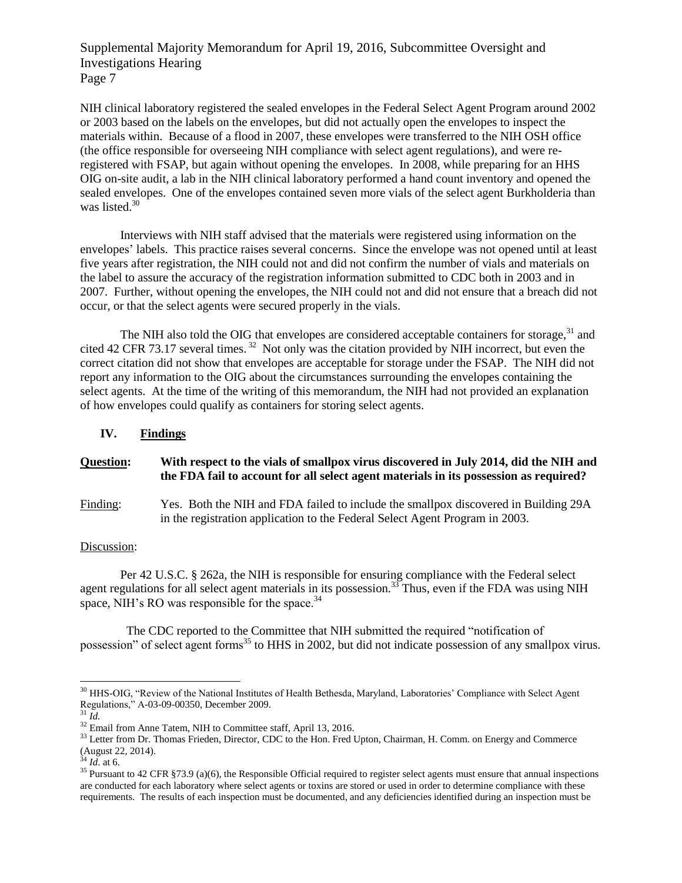NIH clinical laboratory registered the sealed envelopes in the Federal Select Agent Program around 2002 or 2003 based on the labels on the envelopes, but did not actually open the envelopes to inspect the materials within. Because of a flood in 2007, these envelopes were transferred to the NIH OSH office (the office responsible for overseeing NIH compliance with select agent regulations), and were re-registered with FSAP, but again without opening the envelopes. In 2008, while preparing for an HHS OIG on-site audit, a lab in the NIH clinical laboratory performed a hand count inventory and opened the sealed envelopes. One of the envelopes contained seven more vials of the select agent Burkholderia than was listed.[30]

Interviews with NIH staff advised that the materials were registered using information on the envelopes' labels. This practice raises several concerns. Since the envelope was not opened until at least five years after registration, the NIH could not and did not confirm the number of vials and materials on the label to assure the accuracy of the registration information submitted to CDC both in 2003 and in 2007. Further, without opening the envelopes, the NIH could not and did not ensure that a breach did not occur, or that the select agents were secured properly in the vials.

The NIH also told the OIG that envelopes are considered acceptable containers for storage,[31] and cited 42 CFR 73.17 several times.[32] Not only was the citation provided by NIH incorrect, but even the correct citation did not show that envelopes are acceptable for storage under the FSAP. The NIH did not report any information to the OIG about the circumstances surrounding the envelopes containing the select agents. At the time of the writing of this memorandum, the NIH had not provided an explanation of how envelopes could qualify as containers for storing select agents.

## IV. Findings

**Question:** **With respect to the vials of smallpox virus discovered in July 2014, did the NIH and the FDA fail to account for all select agent materials in its possession as required?**

Finding: Yes. Both the NIH and FDA failed to include the smallpox discovered in Building 29A in the registration application to the Federal Select Agent Program in 2003.

Discussion:

Per 42 U.S.C. § 262a, the NIH is responsible for ensuring compliance with the Federal select agent regulations for all select agent materials in its possession.[33] Thus, even if the FDA was using NIH space, NIH's RO was responsible for the space.[34]

The CDC reported to the Committee that NIH submitted the required "notification of possession" of select agent forms[35] to HHS in 2002, but did not indicate possession of any smallpox virus.

---

[30] HHS-OIG, "Review of the National Institutes of Health Bethesda, Maryland, Laboratories' Compliance with Select Agent Regulations," A-03-09-00350, December 2009.

[31] *Id.*

[32] Email from Anne Tatem, NIH to Committee staff, April 13, 2016.

[33] Letter from Dr. Thomas Frieden, Director, CDC to the Hon. Fred Upton, Chairman, H. Comm. on Energy and Commerce (August 22, 2014).

[34] *Id.* at 6.

[35] Pursuant to 42 CFR §73.9 (a)(6), the Responsible Official required to register select agents must ensure that annual inspections are conducted for each laboratory where select agents or toxins are stored or used in order to determine compliance with these requirements. The results of each inspection must be documented, and any deficiencies identified during an inspection must be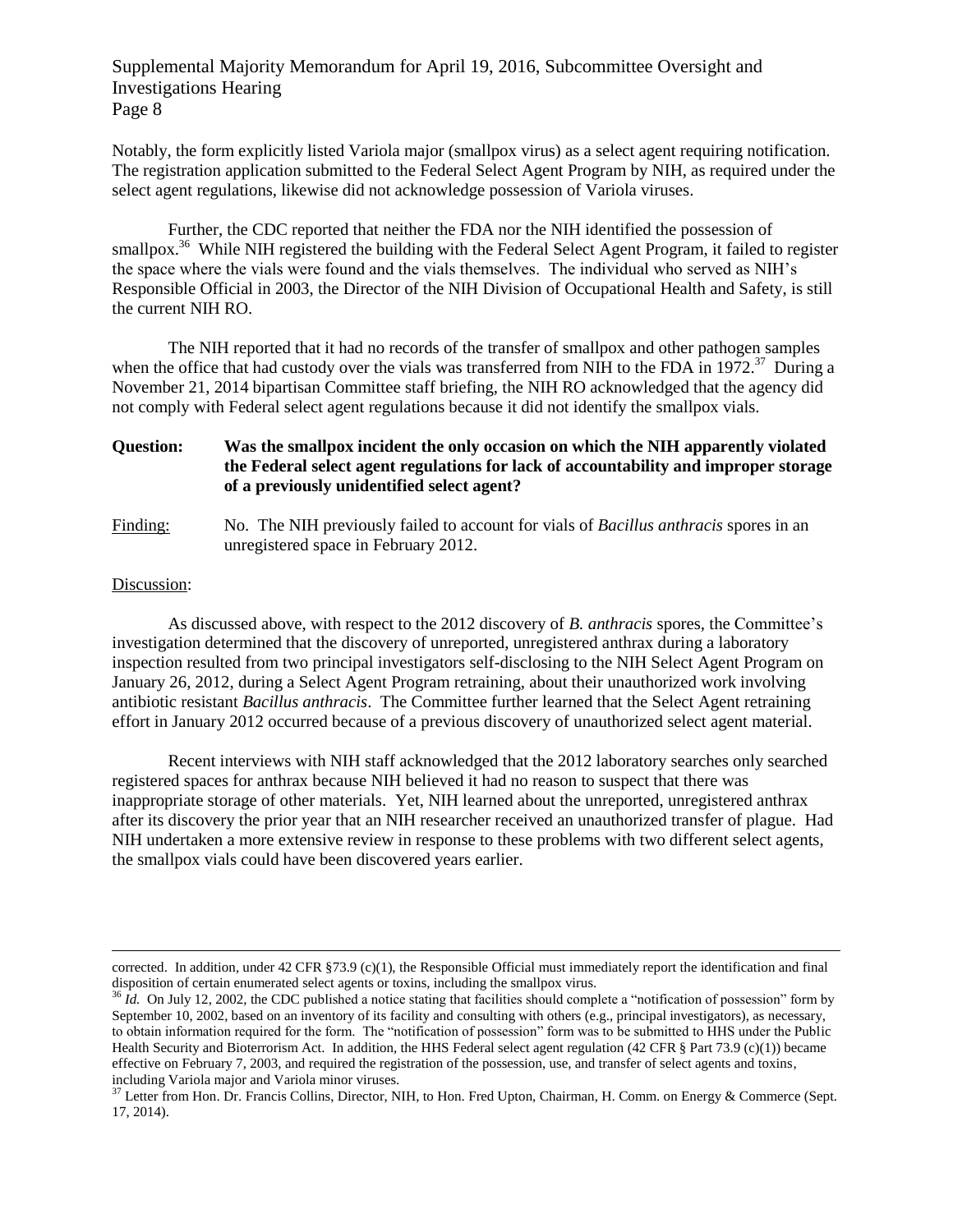Notably, the form explicitly listed Variola major (smallpox virus) as a select agent requiring notification. The registration application submitted to the Federal Select Agent Program by NIH, as required under the select agent regulations, likewise did not acknowledge possession of Variola viruses.

Further, the CDC reported that neither the FDA nor the NIH identified the possession of smallpox.[36] While NIH registered the building with the Federal Select Agent Program, it failed to register the space where the vials were found and the vials themselves. The individual who served as NIH's Responsible Official in 2003, the Director of the NIH Division of Occupational Health and Safety, is still the current NIH RO.

The NIH reported that it had no records of the transfer of smallpox and other pathogen samples when the office that had custody over the vials was transferred from NIH to the FDA in 1972.[37] During a November 21, 2014 bipartisan Committee staff briefing, the NIH RO acknowledged that the agency did not comply with Federal select agent regulations because it did not identify the smallpox vials.

**Question: Was the smallpox incident the only occasion on which the NIH apparently violated the Federal select agent regulations for lack of accountability and improper storage of a previously unidentified select agent?**

Finding: No. The NIH previously failed to account for vials of *Bacillus anthracis* spores in an unregistered space in February 2012.

Discussion:

As discussed above, with respect to the 2012 discovery of *B. anthracis* spores, the Committee's investigation determined that the discovery of unreported, unregistered anthrax during a laboratory inspection resulted from two principal investigators self-disclosing to the NIH Select Agent Program on January 26, 2012, during a Select Agent Program retraining, about their unauthorized work involving antibiotic resistant *Bacillus anthracis*. The Committee further learned that the Select Agent retraining effort in January 2012 occurred because of a previous discovery of unauthorized select agent material.

Recent interviews with NIH staff acknowledged that the 2012 laboratory searches only searched registered spaces for anthrax because NIH believed it had no reason to suspect that there was inappropriate storage of other materials. Yet, NIH learned about the unreported, unregistered anthrax after its discovery the prior year that an NIH researcher received an unauthorized transfer of plague. Had NIH undertaken a more extensive review in response to these problems with two different select agents, the smallpox vials could have been discovered years earlier.

---

corrected. In addition, under 42 CFR §73.9 (c)(1), the Responsible Official must immediately report the identification and final disposition of certain enumerated select agents or toxins, including the smallpox virus.

[36] *Id.* On July 12, 2002, the CDC published a notice stating that facilities should complete a "notification of possession" form by September 10, 2002, based on an inventory of its facility and consulting with others (e.g., principal investigators), as necessary, to obtain information required for the form. The "notification of possession" form was to be submitted to HHS under the Public Health Security and Bioterrorism Act. In addition, the HHS Federal select agent regulation (42 CFR § Part 73.9 (c)(1)) became effective on February 7, 2003, and required the registration of the possession, use, and transfer of select agents and toxins, including Variola major and Variola minor viruses.

[37] Letter from Hon. Dr. Francis Collins, Director, NIH, to Hon. Fred Upton, Chairman, H. Comm. on Energy & Commerce (Sept. 17, 2014).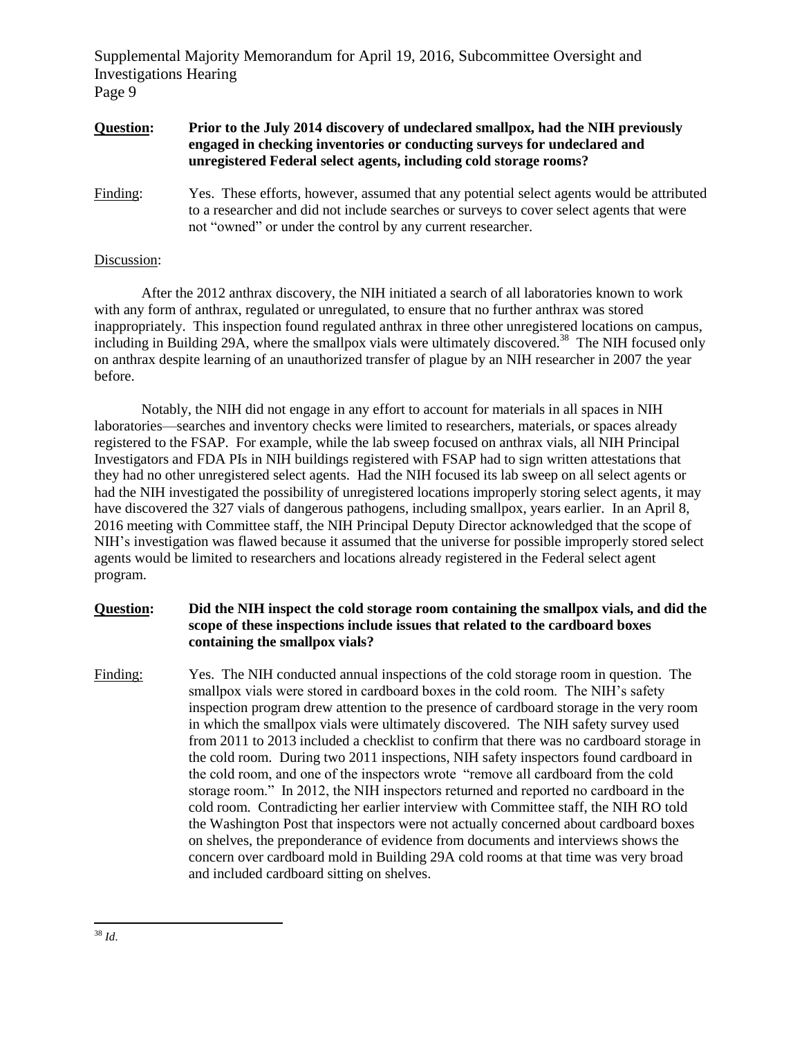**Question:** **Prior to the July 2014 discovery of undeclared smallpox, had the NIH previously engaged in checking inventories or conducting surveys for undeclared and unregistered Federal select agents, including cold storage rooms?**

Finding: Yes. These efforts, however, assumed that any potential select agents would be attributed to a researcher and did not include searches or surveys to cover select agents that were not "owned" or under the control by any current researcher.

Discussion:

After the 2012 anthrax discovery, the NIH initiated a search of all laboratories known to work with any form of anthrax, regulated or unregulated, to ensure that no further anthrax was stored inappropriately. This inspection found regulated anthrax in three other unregistered locations on campus, including in Building 29A, where the smallpox vials were ultimately discovered.[38] The NIH focused only on anthrax despite learning of an unauthorized transfer of plague by an NIH researcher in 2007 the year before.

Notably, the NIH did not engage in any effort to account for materials in all spaces in NIH laboratories—searches and inventory checks were limited to researchers, materials, or spaces already registered to the FSAP. For example, while the lab sweep focused on anthrax vials, all NIH Principal Investigators and FDA PIs in NIH buildings registered with FSAP had to sign written attestations that they had no other unregistered select agents. Had the NIH focused its lab sweep on all select agents or had the NIH investigated the possibility of unregistered locations improperly storing select agents, it may have discovered the 327 vials of dangerous pathogens, including smallpox, years earlier. In an April 8, 2016 meeting with Committee staff, the NIH Principal Deputy Director acknowledged that the scope of NIH's investigation was flawed because it assumed that the universe for possible improperly stored select agents would be limited to researchers and locations already registered in the Federal select agent program.

**Question:** **Did the NIH inspect the cold storage room containing the smallpox vials, and did the scope of these inspections include issues that related to the cardboard boxes containing the smallpox vials?**

Finding: Yes. The NIH conducted annual inspections of the cold storage room in question. The smallpox vials were stored in cardboard boxes in the cold room. The NIH's safety inspection program drew attention to the presence of cardboard storage in the very room in which the smallpox vials were ultimately discovered. The NIH safety survey used from 2011 to 2013 included a checklist to confirm that there was no cardboard storage in the cold room. During two 2011 inspections, NIH safety inspectors found cardboard in the cold room, and one of the inspectors wrote "remove all cardboard from the cold storage room." In 2012, the NIH inspectors returned and reported no cardboard in the cold room. Contradicting her earlier interview with Committee staff, the NIH RO told the Washington Post that inspectors were not actually concerned about cardboard boxes on shelves, the preponderance of evidence from documents and interviews shows the concern over cardboard mold in Building 29A cold rooms at that time was very broad and included cardboard sitting on shelves.

---

[38] *Id.*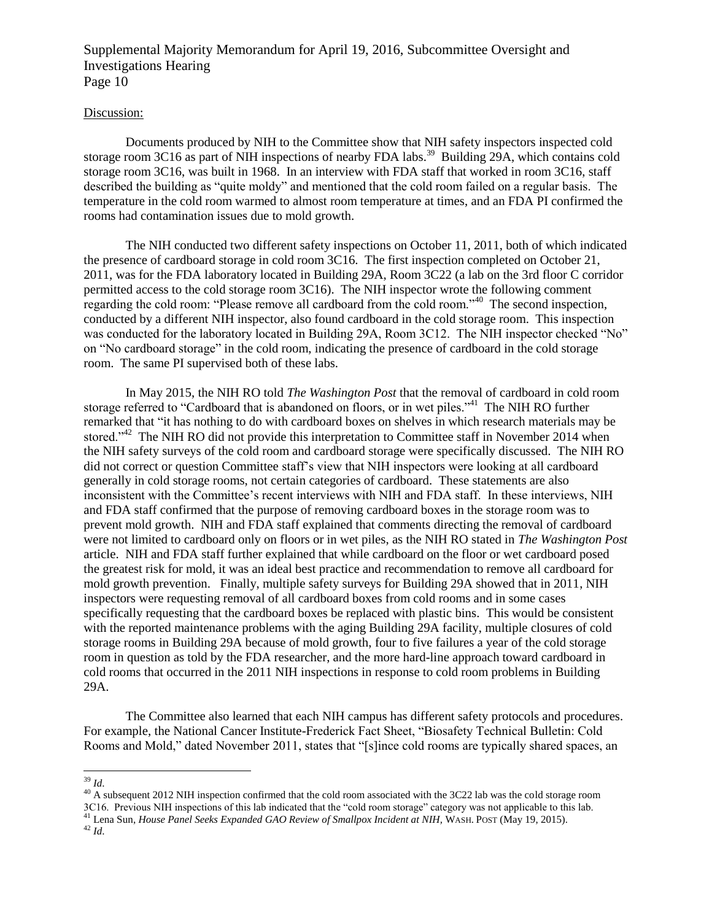Discussion:

Documents produced by NIH to the Committee show that NIH safety inspectors inspected cold storage room 3C16 as part of NIH inspections of nearby FDA labs.[39] Building 29A, which contains cold storage room 3C16, was built in 1968. In an interview with FDA staff that worked in room 3C16, staff described the building as "quite moldy" and mentioned that the cold room failed on a regular basis. The temperature in the cold room warmed to almost room temperature at times, and an FDA PI confirmed the rooms had contamination issues due to mold growth.

The NIH conducted two different safety inspections on October 11, 2011, both of which indicated the presence of cardboard storage in cold room 3C16. The first inspection completed on October 21, 2011, was for the FDA laboratory located in Building 29A, Room 3C22 (a lab on the 3rd floor C corridor permitted access to the cold storage room 3C16). The NIH inspector wrote the following comment regarding the cold room: "Please remove all cardboard from the cold room."[40] The second inspection, conducted by a different NIH inspector, also found cardboard in the cold storage room. This inspection was conducted for the laboratory located in Building 29A, Room 3C12. The NIH inspector checked "No" on "No cardboard storage" in the cold room, indicating the presence of cardboard in the cold storage room. The same PI supervised both of these labs.

In May 2015, the NIH RO told *The Washington Post* that the removal of cardboard in cold room storage referred to "Cardboard that is abandoned on floors, or in wet piles."[41] The NIH RO further remarked that "it has nothing to do with cardboard boxes on shelves in which research materials may be stored."[42] The NIH RO did not provide this interpretation to Committee staff in November 2014 when the NIH safety surveys of the cold room and cardboard storage were specifically discussed. The NIH RO did not correct or question Committee staff's view that NIH inspectors were looking at all cardboard generally in cold storage rooms, not certain categories of cardboard. These statements are also inconsistent with the Committee's recent interviews with NIH and FDA staff. In these interviews, NIH and FDA staff confirmed that the purpose of removing cardboard boxes in the storage room was to prevent mold growth. NIH and FDA staff explained that comments directing the removal of cardboard were not limited to cardboard only on floors or in wet piles, as the NIH RO stated in *The Washington Post* article. NIH and FDA staff further explained that while cardboard on the floor or wet cardboard posed the greatest risk for mold, it was an ideal best practice and recommendation to remove all cardboard for mold growth prevention. Finally, multiple safety surveys for Building 29A showed that in 2011, NIH inspectors were requesting removal of all cardboard boxes from cold rooms and in some cases specifically requesting that the cardboard boxes be replaced with plastic bins. This would be consistent with the reported maintenance problems with the aging Building 29A facility, multiple closures of cold storage rooms in Building 29A because of mold growth, four to five failures a year of the cold storage room in question as told by the FDA researcher, and the more hard-line approach toward cardboard in cold rooms that occurred in the 2011 NIH inspections in response to cold room problems in Building 29A.

The Committee also learned that each NIH campus has different safety protocols and procedures. For example, the National Cancer Institute-Frederick Fact Sheet, "Biosafety Technical Bulletin: Cold Rooms and Mold," dated November 2011, states that "[s]ince cold rooms are typically shared spaces, an

---

[39] *Id*.

[40] A subsequent 2012 NIH inspection confirmed that the cold room associated with the 3C22 lab was the cold storage room 3C16. Previous NIH inspections of this lab indicated that the "cold room storage" category was not applicable to this lab.

[41] Lena Sun, *House Panel Seeks Expanded GAO Review of Smallpox Incident at NIH*, WASH. POST (May 19, 2015).

[42] *Id*.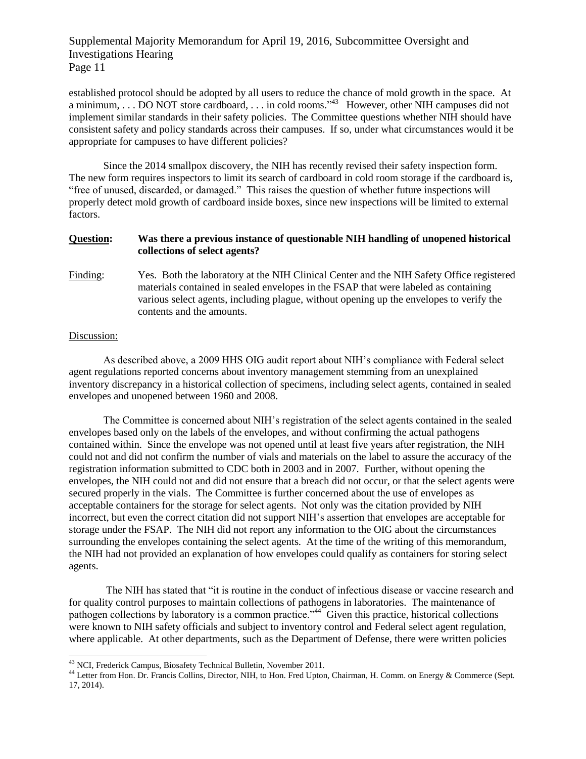established protocol should be adopted by all users to reduce the chance of mold growth in the space. At a minimum, . . . DO NOT store cardboard, . . . in cold rooms."[43] However, other NIH campuses did not implement similar standards in their safety policies. The Committee questions whether NIH should have consistent safety and policy standards across their campuses. If so, under what circumstances would it be appropriate for campuses to have different policies?

Since the 2014 smallpox discovery, the NIH has recently revised their safety inspection form. The new form requires inspectors to limit its search of cardboard in cold room storage if the cardboard is, "free of unused, discarded, or damaged." This raises the question of whether future inspections will properly detect mold growth of cardboard inside boxes, since new inspections will be limited to external factors.

**Question: Was there a previous instance of questionable NIH handling of unopened historical collections of select agents?**

Finding: Yes. Both the laboratory at the NIH Clinical Center and the NIH Safety Office registered materials contained in sealed envelopes in the FSAP that were labeled as containing various select agents, including plague, without opening up the envelopes to verify the contents and the amounts.

Discussion:

As described above, a 2009 HHS OIG audit report about NIH's compliance with Federal select agent regulations reported concerns about inventory management stemming from an unexplained inventory discrepancy in a historical collection of specimens, including select agents, contained in sealed envelopes and unopened between 1960 and 2008.

The Committee is concerned about NIH's registration of the select agents contained in the sealed envelopes based only on the labels of the envelopes, and without confirming the actual pathogens contained within. Since the envelope was not opened until at least five years after registration, the NIH could not and did not confirm the number of vials and materials on the label to assure the accuracy of the registration information submitted to CDC both in 2003 and in 2007. Further, without opening the envelopes, the NIH could not and did not ensure that a breach did not occur, or that the select agents were secured properly in the vials. The Committee is further concerned about the use of envelopes as acceptable containers for the storage for select agents. Not only was the citation provided by NIH incorrect, but even the correct citation did not support NIH's assertion that envelopes are acceptable for storage under the FSAP. The NIH did not report any information to the OIG about the circumstances surrounding the envelopes containing the select agents. At the time of the writing of this memorandum, the NIH had not provided an explanation of how envelopes could qualify as containers for storing select agents.

The NIH has stated that "it is routine in the conduct of infectious disease or vaccine research and for quality control purposes to maintain collections of pathogens in laboratories. The maintenance of pathogen collections by laboratory is a common practice."[44] Given this practice, historical collections were known to NIH safety officials and subject to inventory control and Federal select agent regulation, where applicable. At other departments, such as the Department of Defense, there were written policies

[43] NCI, Frederick Campus, Biosafety Technical Bulletin, November 2011.

[44] Letter from Hon. Dr. Francis Collins, Director, NIH, to Hon. Fred Upton, Chairman, H. Comm. on Energy & Commerce (Sept. 17, 2014).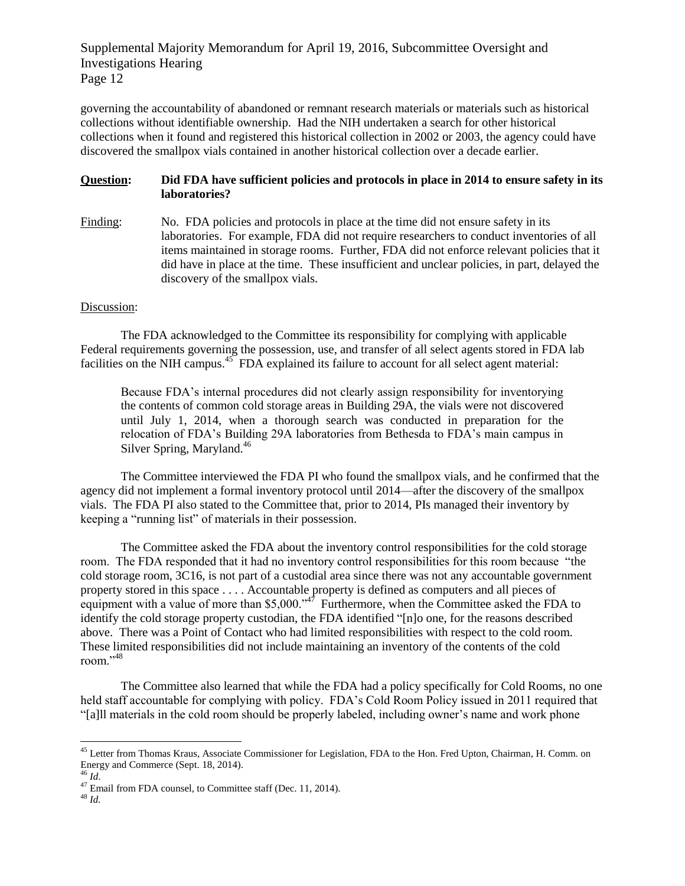governing the accountability of abandoned or remnant research materials or materials such as historical collections without identifiable ownership. Had the NIH undertaken a search for other historical collections when it found and registered this historical collection in 2002 or 2003, the agency could have discovered the smallpox vials contained in another historical collection over a decade earlier.

**Question: Did FDA have sufficient policies and protocols in place in 2014 to ensure safety in its laboratories?**

Finding: No. FDA policies and protocols in place at the time did not ensure safety in its laboratories. For example, FDA did not require researchers to conduct inventories of all items maintained in storage rooms. Further, FDA did not enforce relevant policies that it did have in place at the time. These insufficient and unclear policies, in part, delayed the discovery of the smallpox vials.

Discussion:

The FDA acknowledged to the Committee its responsibility for complying with applicable Federal requirements governing the possession, use, and transfer of all select agents stored in FDA lab facilities on the NIH campus.[45] FDA explained its failure to account for all select agent material:

> Because FDA's internal procedures did not clearly assign responsibility for inventorying the contents of common cold storage areas in Building 29A, the vials were not discovered until July 1, 2014, when a thorough search was conducted in preparation for the relocation of FDA's Building 29A laboratories from Bethesda to FDA's main campus in Silver Spring, Maryland.[46]

The Committee interviewed the FDA PI who found the smallpox vials, and he confirmed that the agency did not implement a formal inventory protocol until 2014—after the discovery of the smallpox vials. The FDA PI also stated to the Committee that, prior to 2014, PIs managed their inventory by keeping a "running list" of materials in their possession.

The Committee asked the FDA about the inventory control responsibilities for the cold storage room. The FDA responded that it had no inventory control responsibilities for this room because "the cold storage room, 3C16, is not part of a custodial area since there was not any accountable government property stored in this space . . . . Accountable property is defined as computers and all pieces of equipment with a value of more than $5,000."[47] Furthermore, when the Committee asked the FDA to identify the cold storage property custodian, the FDA identified "[n]o one, for the reasons described above. There was a Point of Contact who had limited responsibilities with respect to the cold room. These limited responsibilities did not include maintaining an inventory of the contents of the cold room."[48]

The Committee also learned that while the FDA had a policy specifically for Cold Rooms, no one held staff accountable for complying with policy. FDA's Cold Room Policy issued in 2011 required that "[a]ll materials in the cold room should be properly labeled, including owner's name and work phone

---

[45] Letter from Thomas Kraus, Associate Commissioner for Legislation, FDA to the Hon. Fred Upton, Chairman, H. Comm. on Energy and Commerce (Sept. 18, 2014).

[46] *Id*.

[47] Email from FDA counsel, to Committee staff (Dec. 11, 2014).

[48] *Id.*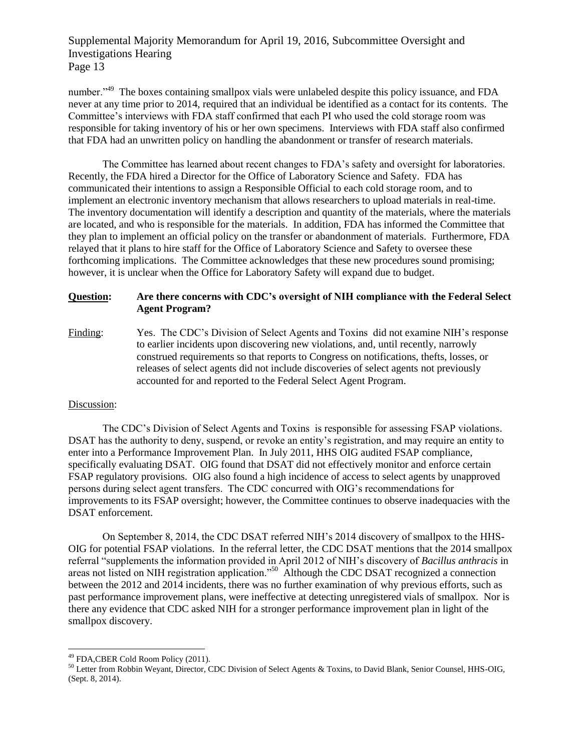number."[49] The boxes containing smallpox vials were unlabeled despite this policy issuance, and FDA never at any time prior to 2014, required that an individual be identified as a contact for its contents. The Committee's interviews with FDA staff confirmed that each PI who used the cold storage room was responsible for taking inventory of his or her own specimens. Interviews with FDA staff also confirmed that FDA had an unwritten policy on handling the abandonment or transfer of research materials.

The Committee has learned about recent changes to FDA's safety and oversight for laboratories. Recently, the FDA hired a Director for the Office of Laboratory Science and Safety. FDA has communicated their intentions to assign a Responsible Official to each cold storage room, and to implement an electronic inventory mechanism that allows researchers to upload materials in real-time. The inventory documentation will identify a description and quantity of the materials, where the materials are located, and who is responsible for the materials. In addition, FDA has informed the Committee that they plan to implement an official policy on the transfer or abandonment of materials. Furthermore, FDA relayed that it plans to hire staff for the Office of Laboratory Science and Safety to oversee these forthcoming implications. The Committee acknowledges that these new procedures sound promising; however, it is unclear when the Office for Laboratory Safety will expand due to budget.

**Question: Are there concerns with CDC's oversight of NIH compliance with the Federal Select Agent Program?**

Finding: Yes. The CDC's Division of Select Agents and Toxins did not examine NIH's response to earlier incidents upon discovering new violations, and, until recently, narrowly construed requirements so that reports to Congress on notifications, thefts, losses, or releases of select agents did not include discoveries of select agents not previously accounted for and reported to the Federal Select Agent Program.

Discussion:

The CDC's Division of Select Agents and Toxins is responsible for assessing FSAP violations. DSAT has the authority to deny, suspend, or revoke an entity's registration, and may require an entity to enter into a Performance Improvement Plan. In July 2011, HHS OIG audited FSAP compliance, specifically evaluating DSAT. OIG found that DSAT did not effectively monitor and enforce certain FSAP regulatory provisions. OIG also found a high incidence of access to select agents by unapproved persons during select agent transfers. The CDC concurred with OIG's recommendations for improvements to its FSAP oversight; however, the Committee continues to observe inadequacies with the DSAT enforcement.

On September 8, 2014, the CDC DSAT referred NIH's 2014 discovery of smallpox to the HHS-OIG for potential FSAP violations. In the referral letter, the CDC DSAT mentions that the 2014 smallpox referral "supplements the information provided in April 2012 of NIH's discovery of *Bacillus anthracis* in areas not listed on NIH registration application."[50] Although the CDC DSAT recognized a connection between the 2012 and 2014 incidents, there was no further examination of why previous efforts, such as past performance improvement plans, were ineffective at detecting unregistered vials of smallpox. Nor is there any evidence that CDC asked NIH for a stronger performance improvement plan in light of the smallpox discovery.

---

[49] FDA,CBER Cold Room Policy (2011).

[50] Letter from Robbin Weyant, Director, CDC Division of Select Agents & Toxins, to David Blank, Senior Counsel, HHS-OIG, (Sept. 8, 2014).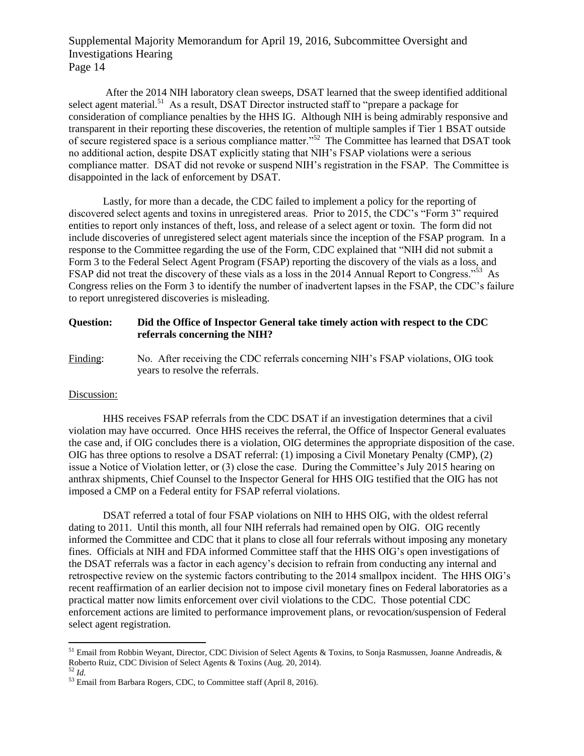After the 2014 NIH laboratory clean sweeps, DSAT learned that the sweep identified additional select agent material.[51] As a result, DSAT Director instructed staff to "prepare a package for consideration of compliance penalties by the HHS IG. Although NIH is being admirably responsive and transparent in their reporting these discoveries, the retention of multiple samples if Tier 1 BSAT outside of secure registered space is a serious compliance matter."[52] The Committee has learned that DSAT took no additional action, despite DSAT explicitly stating that NIH's FSAP violations were a serious compliance matter. DSAT did not revoke or suspend NIH's registration in the FSAP. The Committee is disappointed in the lack of enforcement by DSAT.

Lastly, for more than a decade, the CDC failed to implement a policy for the reporting of discovered select agents and toxins in unregistered areas. Prior to 2015, the CDC's "Form 3" required entities to report only instances of theft, loss, and release of a select agent or toxin. The form did not include discoveries of unregistered select agent materials since the inception of the FSAP program. In a response to the Committee regarding the use of the Form, CDC explained that "NIH did not submit a Form 3 to the Federal Select Agent Program (FSAP) reporting the discovery of the vials as a loss, and FSAP did not treat the discovery of these vials as a loss in the 2014 Annual Report to Congress."[53] As Congress relies on the Form 3 to identify the number of inadvertent lapses in the FSAP, the CDC's failure to report unregistered discoveries is misleading.

**Question: Did the Office of Inspector General take timely action with respect to the CDC referrals concerning the NIH?**

Finding: No. After receiving the CDC referrals concerning NIH's FSAP violations, OIG took years to resolve the referrals.

Discussion:

HHS receives FSAP referrals from the CDC DSAT if an investigation determines that a civil violation may have occurred. Once HHS receives the referral, the Office of Inspector General evaluates the case and, if OIG concludes there is a violation, OIG determines the appropriate disposition of the case. OIG has three options to resolve a DSAT referral: (1) imposing a Civil Monetary Penalty (CMP), (2) issue a Notice of Violation letter, or (3) close the case. During the Committee's July 2015 hearing on anthrax shipments, Chief Counsel to the Inspector General for HHS OIG testified that the OIG has not imposed a CMP on a Federal entity for FSAP referral violations.

DSAT referred a total of four FSAP violations on NIH to HHS OIG, with the oldest referral dating to 2011. Until this month, all four NIH referrals had remained open by OIG. OIG recently informed the Committee and CDC that it plans to close all four referrals without imposing any monetary fines. Officials at NIH and FDA informed Committee staff that the HHS OIG's open investigations of the DSAT referrals was a factor in each agency's decision to refrain from conducting any internal and retrospective review on the systemic factors contributing to the 2014 smallpox incident. The HHS OIG's recent reaffirmation of an earlier decision not to impose civil monetary fines on Federal laboratories as a practical matter now limits enforcement over civil violations to the CDC. Those potential CDC enforcement actions are limited to performance improvement plans, or revocation/suspension of Federal select agent registration.

---

[51] Email from Robbin Weyant, Director, CDC Division of Select Agents & Toxins, to Sonja Rasmussen, Joanne Andreadis, & Roberto Ruiz, CDC Division of Select Agents & Toxins (Aug. 20, 2014).

[52] *Id.*

[53] Email from Barbara Rogers, CDC, to Committee staff (April 8, 2016).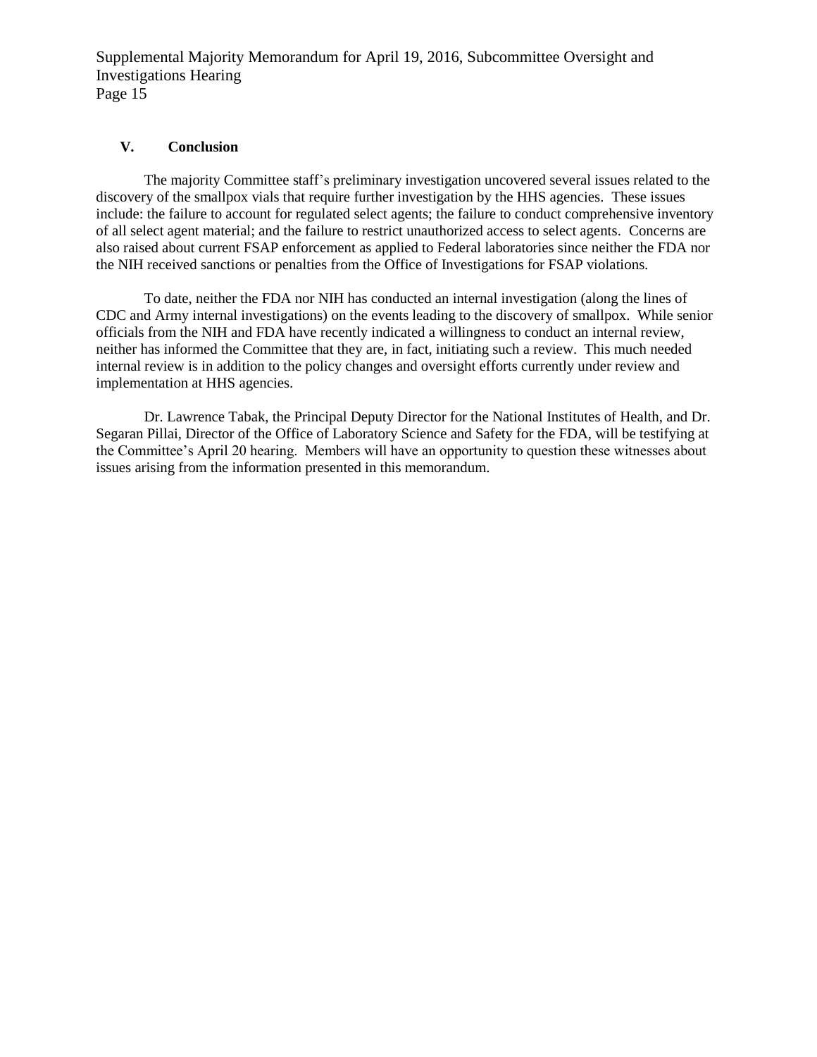## V. Conclusion

The majority Committee staff's preliminary investigation uncovered several issues related to the discovery of the smallpox vials that require further investigation by the HHS agencies. These issues include: the failure to account for regulated select agents; the failure to conduct comprehensive inventory of all select agent material; and the failure to restrict unauthorized access to select agents. Concerns are also raised about current FSAP enforcement as applied to Federal laboratories since neither the FDA nor the NIH received sanctions or penalties from the Office of Investigations for FSAP violations.

To date, neither the FDA nor NIH has conducted an internal investigation (along the lines of CDC and Army internal investigations) on the events leading to the discovery of smallpox. While senior officials from the NIH and FDA have recently indicated a willingness to conduct an internal review, neither has informed the Committee that they are, in fact, initiating such a review. This much needed internal review is in addition to the policy changes and oversight efforts currently under review and implementation at HHS agencies.

Dr. Lawrence Tabak, the Principal Deputy Director for the National Institutes of Health, and Dr. Segaran Pillai, Director of the Office of Laboratory Science and Safety for the FDA, will be testifying at the Committee's April 20 hearing. Members will have an opportunity to question these witnesses about issues arising from the information presented in this memorandum.